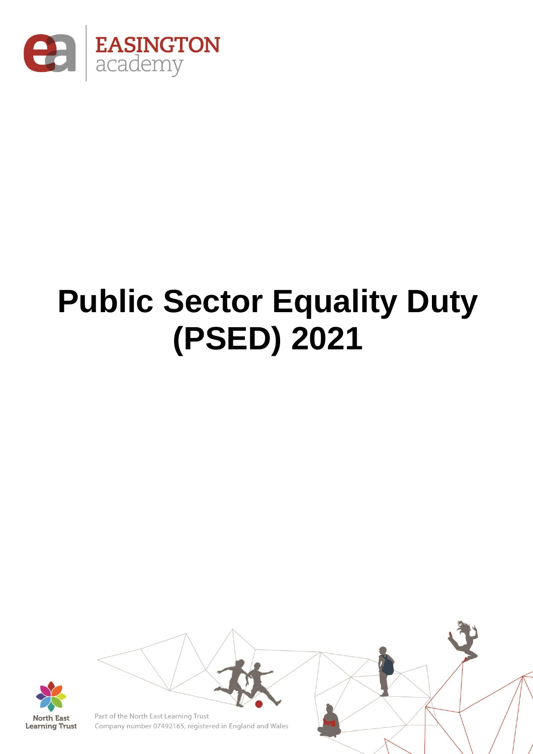EASINGTON academy

# Public Sector Equality Duty (PSED) 2021

North East Learning Trust

Part of the North East Learning Trust
Company number 07492165, registered in England and Wales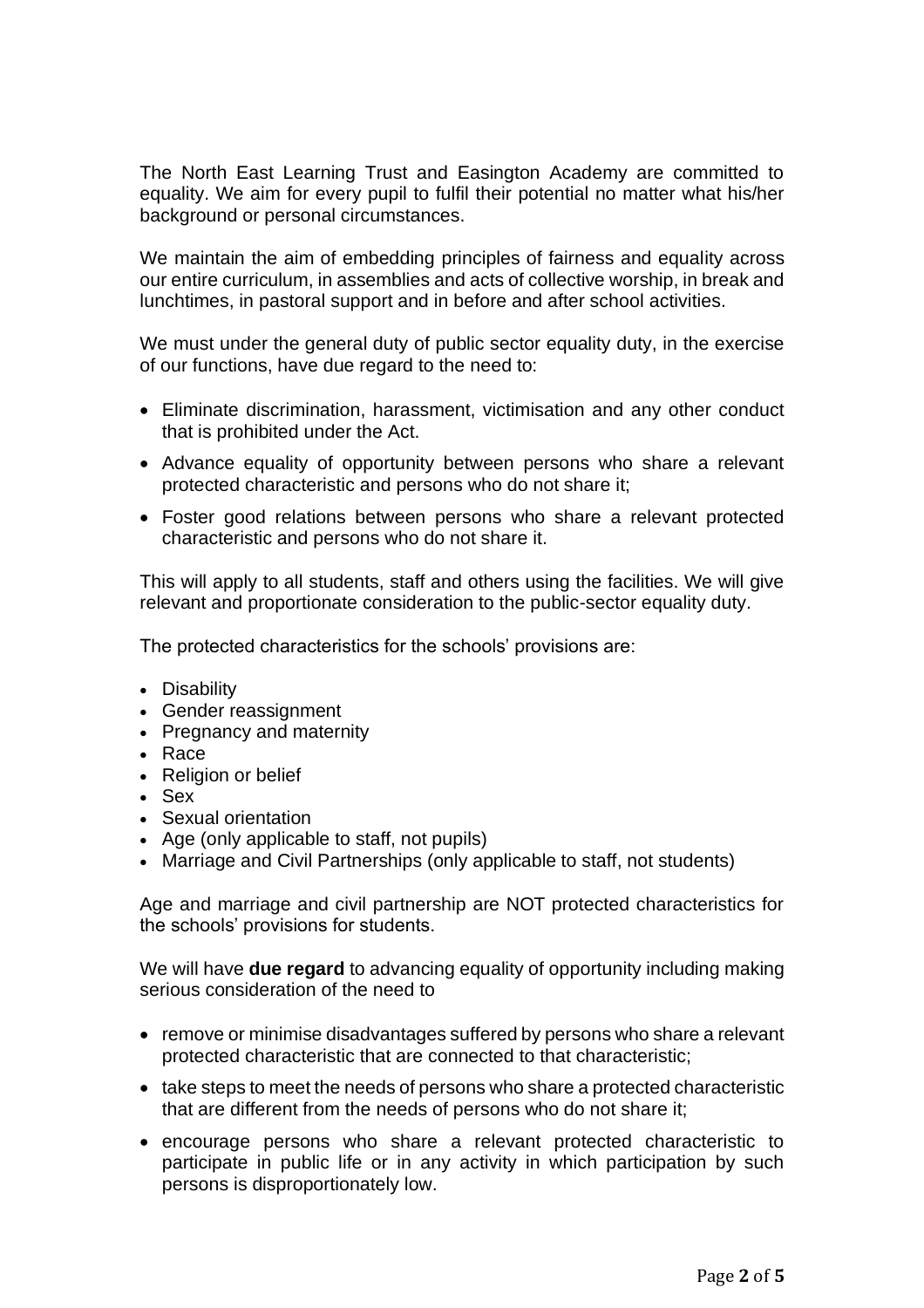The North East Learning Trust and Easington Academy are committed to equality. We aim for every pupil to fulfil their potential no matter what his/her background or personal circumstances.

We maintain the aim of embedding principles of fairness and equality across our entire curriculum, in assemblies and acts of collective worship, in break and lunchtimes, in pastoral support and in before and after school activities.

We must under the general duty of public sector equality duty, in the exercise of our functions, have due regard to the need to:

- Eliminate discrimination, harassment, victimisation and any other conduct that is prohibited under the Act.
- Advance equality of opportunity between persons who share a relevant protected characteristic and persons who do not share it;
- Foster good relations between persons who share a relevant protected characteristic and persons who do not share it.

This will apply to all students, staff and others using the facilities. We will give relevant and proportionate consideration to the public-sector equality duty.

The protected characteristics for the schools' provisions are:

- Disability
- Gender reassignment
- Pregnancy and maternity
- Race
- Religion or belief
- Sex
- Sexual orientation
- Age (only applicable to staff, not pupils)
- Marriage and Civil Partnerships (only applicable to staff, not students)

Age and marriage and civil partnership are NOT protected characteristics for the schools' provisions for students.

We will have **due regard** to advancing equality of opportunity including making serious consideration of the need to

- remove or minimise disadvantages suffered by persons who share a relevant protected characteristic that are connected to that characteristic;
- take steps to meet the needs of persons who share a protected characteristic that are different from the needs of persons who do not share it;
- encourage persons who share a relevant protected characteristic to participate in public life or in any activity in which participation by such persons is disproportionately low.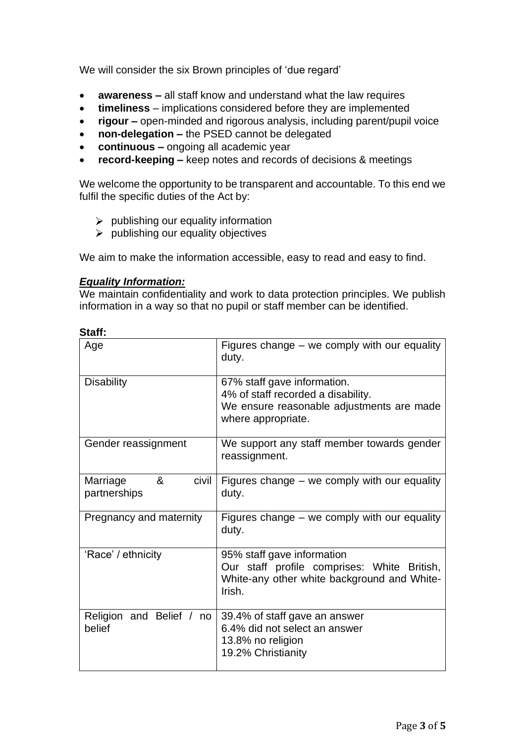We will consider the six Brown principles of 'due regard'

- **awareness –** all staff know and understand what the law requires
- **timeliness** – implications considered before they are implemented
- **rigour –** open-minded and rigorous analysis, including parent/pupil voice
- **non-delegation –** the PSED cannot be delegated
- **continuous –** ongoing all academic year
- **record-keeping –** keep notes and records of decisions & meetings

We welcome the opportunity to be transparent and accountable. To this end we fulfil the specific duties of the Act by:

- publishing our equality information
- publishing our equality objectives

We aim to make the information accessible, easy to read and easy to find.

***Equality Information:***

We maintain confidentiality and work to data protection principles. We publish information in a way so that no pupil or staff member can be identified.

**Staff:**

| | |
|---|---|
| Age | Figures change – we comply with our equality duty. |
| Disability | 67% staff gave information.<br>4% of staff recorded a disability.<br>We ensure reasonable adjustments are made where appropriate. |
| Gender reassignment | We support any staff member towards gender reassignment. |
| Marriage & civil partnerships | Figures change – we comply with our equality duty. |
| Pregnancy and maternity | Figures change – we comply with our equality duty. |
| 'Race' / ethnicity | 95% staff gave information<br>Our staff profile comprises: White British, White-any other white background and White-Irish. |
| Religion and Belief / no belief | 39.4% of staff gave an answer<br>6.4% did not select an answer<br>13.8% no religion<br>19.2% Christianity |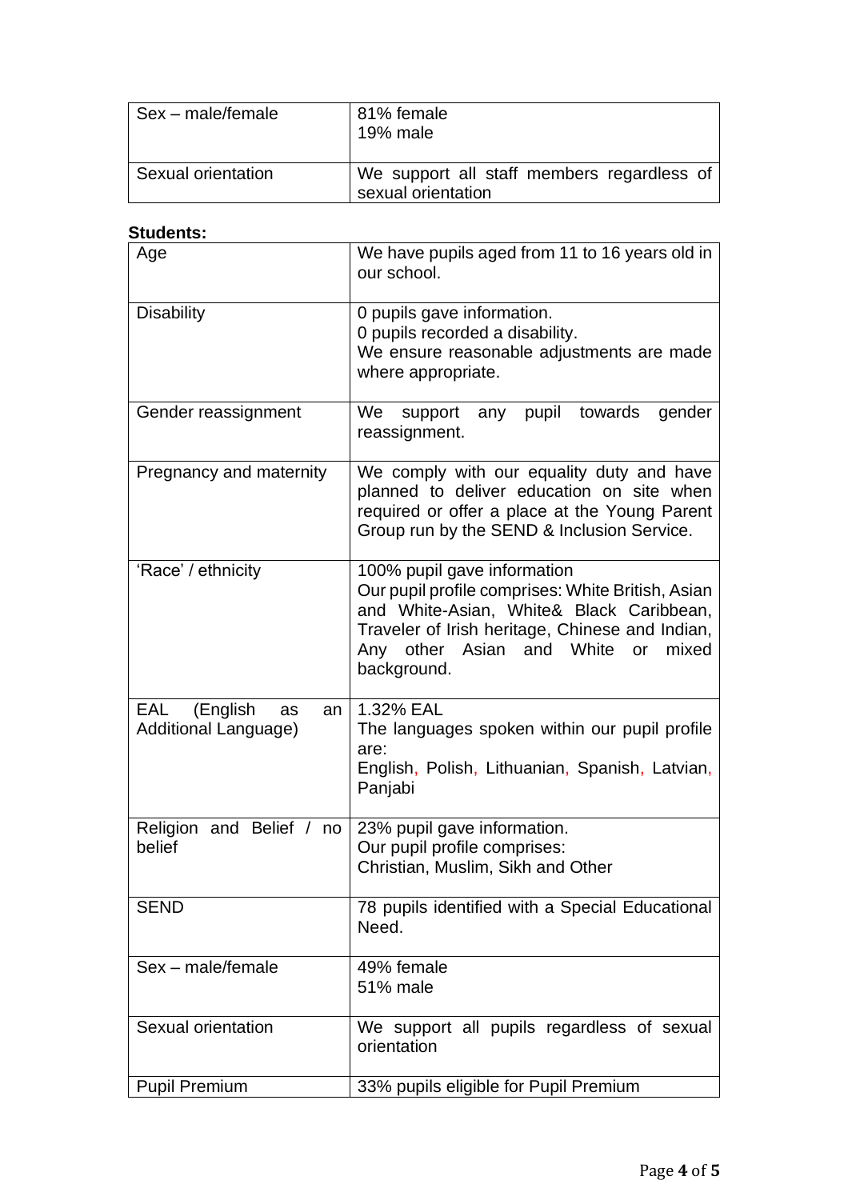| | |
|---|---|
| Sex – male/female | 81% female<br>19% male |
| Sexual orientation | We support all staff members regardless of sexual orientation |

**Students:**

| | |
|---|---|
| Age | We have pupils aged from 11 to 16 years old in our school. |
| Disability | 0 pupils gave information.<br>0 pupils recorded a disability.<br>We ensure reasonable adjustments are made where appropriate. |
| Gender reassignment | We support any pupil towards gender reassignment. |
| Pregnancy and maternity | We comply with our equality duty and have planned to deliver education on site when required or offer a place at the Young Parent Group run by the SEND & Inclusion Service. |
| 'Race' / ethnicity | 100% pupil gave information<br>Our pupil profile comprises: White British, Asian and White-Asian, White& Black Caribbean, Traveler of Irish heritage, Chinese and Indian, Any other Asian and White or mixed background. |
| EAL (English as an Additional Language) | 1.32% EAL<br>The languages spoken within our pupil profile are:<br>English, Polish, Lithuanian, Spanish, Latvian, Panjabi |
| Religion and Belief / no belief | 23% pupil gave information.<br>Our pupil profile comprises:<br>Christian, Muslim, Sikh and Other |
| SEND | 78 pupils identified with a Special Educational Need. |
| Sex – male/female | 49% female<br>51% male |
| Sexual orientation | We support all pupils regardless of sexual orientation |
| Pupil Premium | 33% pupils eligible for Pupil Premium |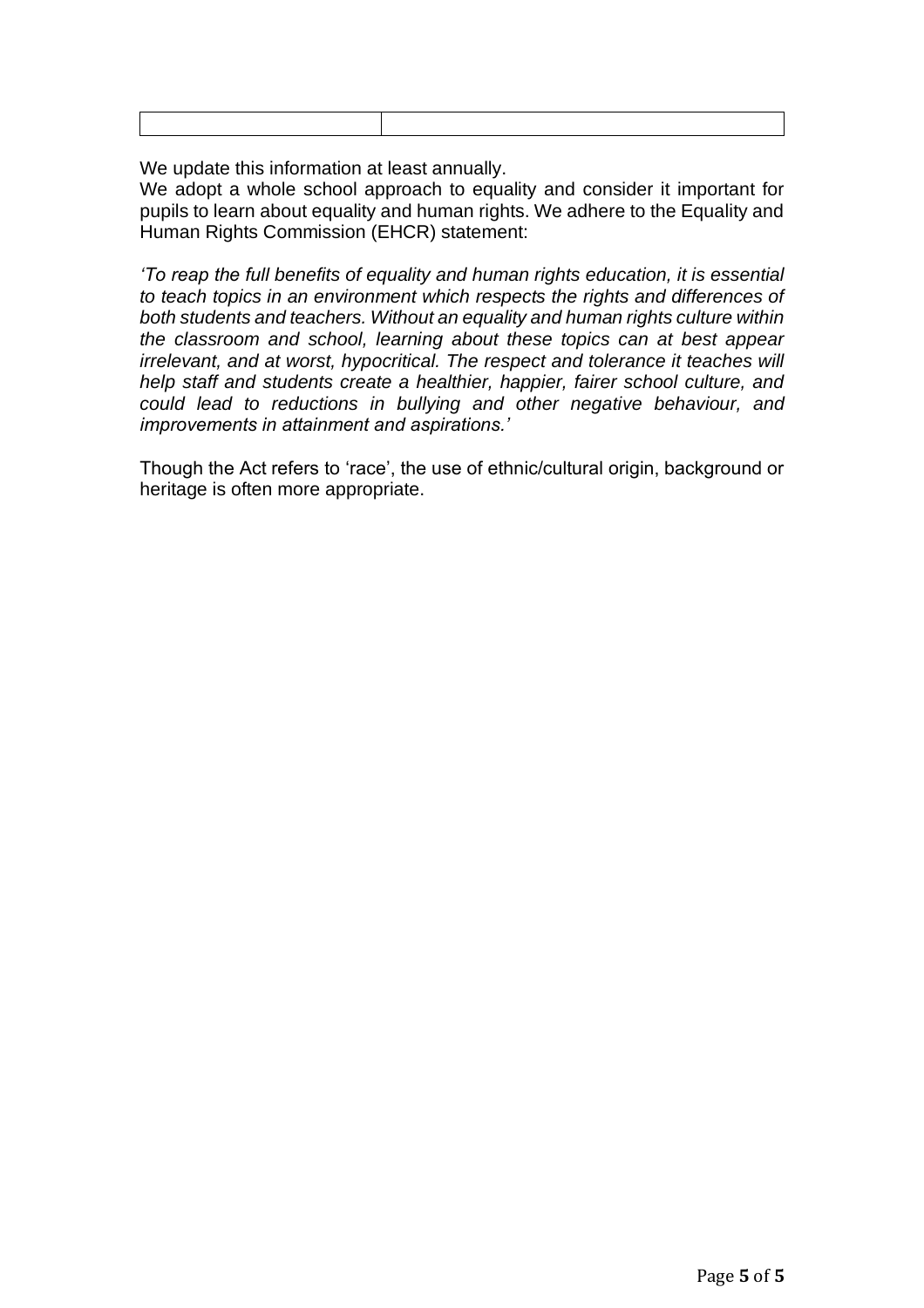| | |
|---|---|
| | |

We update this information at least annually.

We adopt a whole school approach to equality and consider it important for pupils to learn about equality and human rights. We adhere to the Equality and Human Rights Commission (EHCR) statement:

*'To reap the full benefits of equality and human rights education, it is essential to teach topics in an environment which respects the rights and differences of both students and teachers. Without an equality and human rights culture within the classroom and school, learning about these topics can at best appear irrelevant, and at worst, hypocritical. The respect and tolerance it teaches will help staff and students create a healthier, happier, fairer school culture, and could lead to reductions in bullying and other negative behaviour, and improvements in attainment and aspirations.'*

Though the Act refers to 'race', the use of ethnic/cultural origin, background or heritage is often more appropriate.